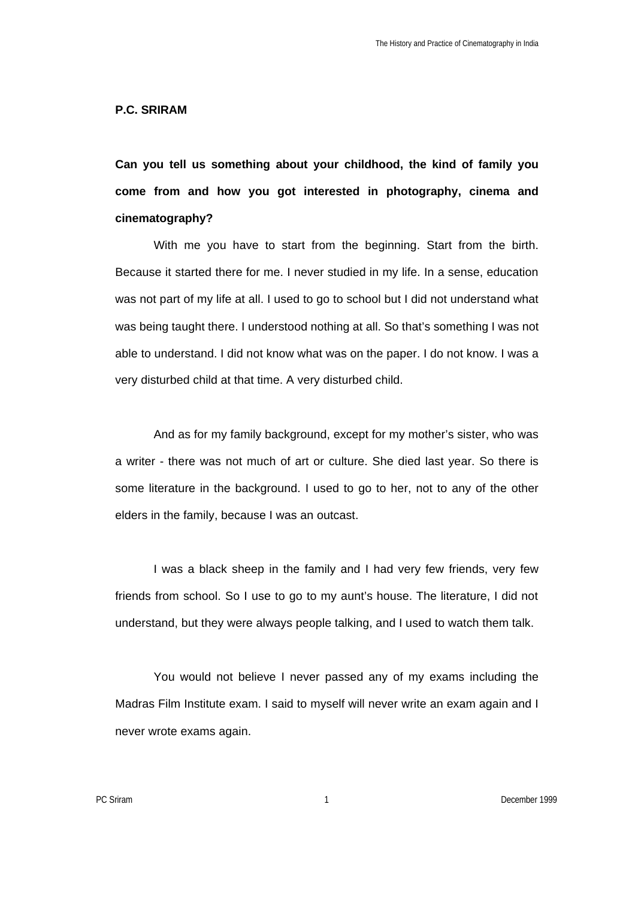**P.C. SRIRAM**

**Can you tell us something about your childhood, the kind of family you come from and how you got interested in photography, cinema and cinematography?**

With me you have to start from the beginning. Start from the birth. Because it started there for me. I never studied in my life. In a sense, education was not part of my life at all. I used to go to school but I did not understand what was being taught there. I understood nothing at all. So that's something I was not able to understand. I did not know what was on the paper. I do not know. I was a very disturbed child at that time. A very disturbed child.

And as for my family background, except for my mother's sister, who was a writer - there was not much of art or culture. She died last year. So there is some literature in the background. I used to go to her, not to any of the other elders in the family, because I was an outcast.

I was a black sheep in the family and I had very few friends, very few friends from school. So I use to go to my aunt's house. The literature, I did not understand, but they were always people talking, and I used to watch them talk.

You would not believe I never passed any of my exams including the Madras Film Institute exam. I said to myself will never write an exam again and I never wrote exams again.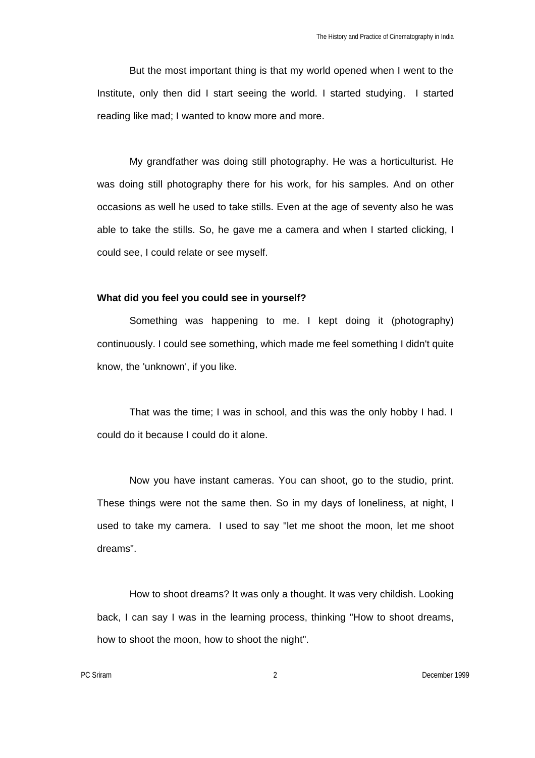But the most important thing is that my world opened when I went to the Institute, only then did I start seeing the world. I started studying. I started reading like mad; I wanted to know more and more.

My grandfather was doing still photography. He was a horticulturist. He was doing still photography there for his work, for his samples. And on other occasions as well he used to take stills. Even at the age of seventy also he was able to take the stills. So, he gave me a camera and when I started clicking, I could see, I could relate or see myself.

**What did you feel you could see in yourself?**

Something was happening to me. I kept doing it (photography) continuously. I could see something, which made me feel something I didn't quite know, the 'unknown', if you like.

That was the time; I was in school, and this was the only hobby I had. I could do it because I could do it alone.

Now you have instant cameras. You can shoot, go to the studio, print. These things were not the same then. So in my days of loneliness, at night, I used to take my camera. I used to say "let me shoot the moon, let me shoot dreams".

How to shoot dreams? It was only a thought. It was very childish. Looking back, I can say I was in the learning process, thinking "How to shoot dreams, how to shoot the moon, how to shoot the night".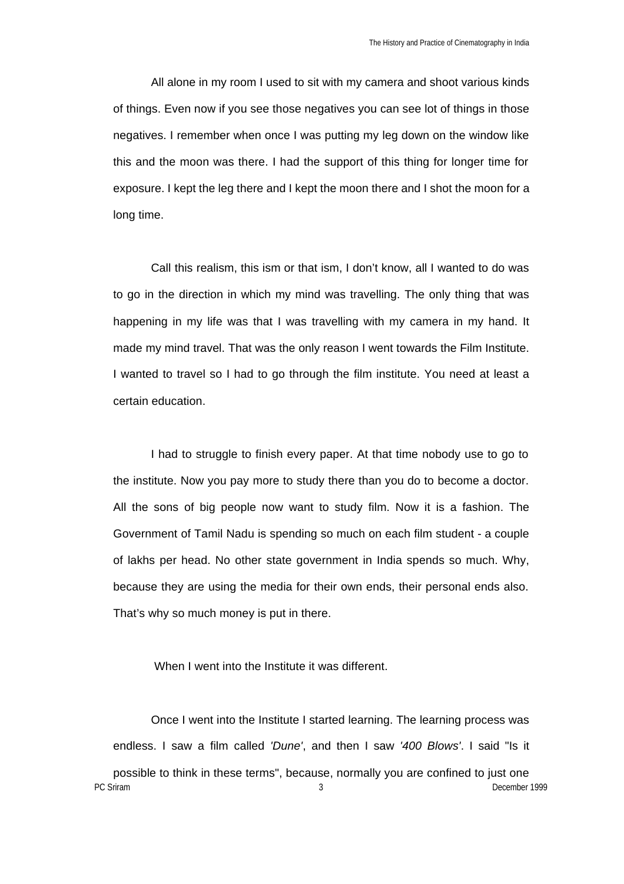All alone in my room I used to sit with my camera and shoot various kinds of things. Even now if you see those negatives you can see lot of things in those negatives. I remember when once I was putting my leg down on the window like this and the moon was there. I had the support of this thing for longer time for exposure. I kept the leg there and I kept the moon there and I shot the moon for a long time.

Call this realism, this ism or that ism, I don't know, all I wanted to do was to go in the direction in which my mind was travelling. The only thing that was happening in my life was that I was travelling with my camera in my hand. It made my mind travel. That was the only reason I went towards the Film Institute. I wanted to travel so I had to go through the film institute. You need at least a certain education.

I had to struggle to finish every paper. At that time nobody use to go to the institute. Now you pay more to study there than you do to become a doctor. All the sons of big people now want to study film. Now it is a fashion. The Government of Tamil Nadu is spending so much on each film student - a couple of lakhs per head. No other state government in India spends so much. Why, because they are using the media for their own ends, their personal ends also. That's why so much money is put in there.

When I went into the Institute it was different.

Once I went into the Institute I started learning. The learning process was endless. I saw a film called *'Dune'*, and then I saw *'400 Blows'*. I said "Is it possible to think in these terms", because, normally you are confined to just one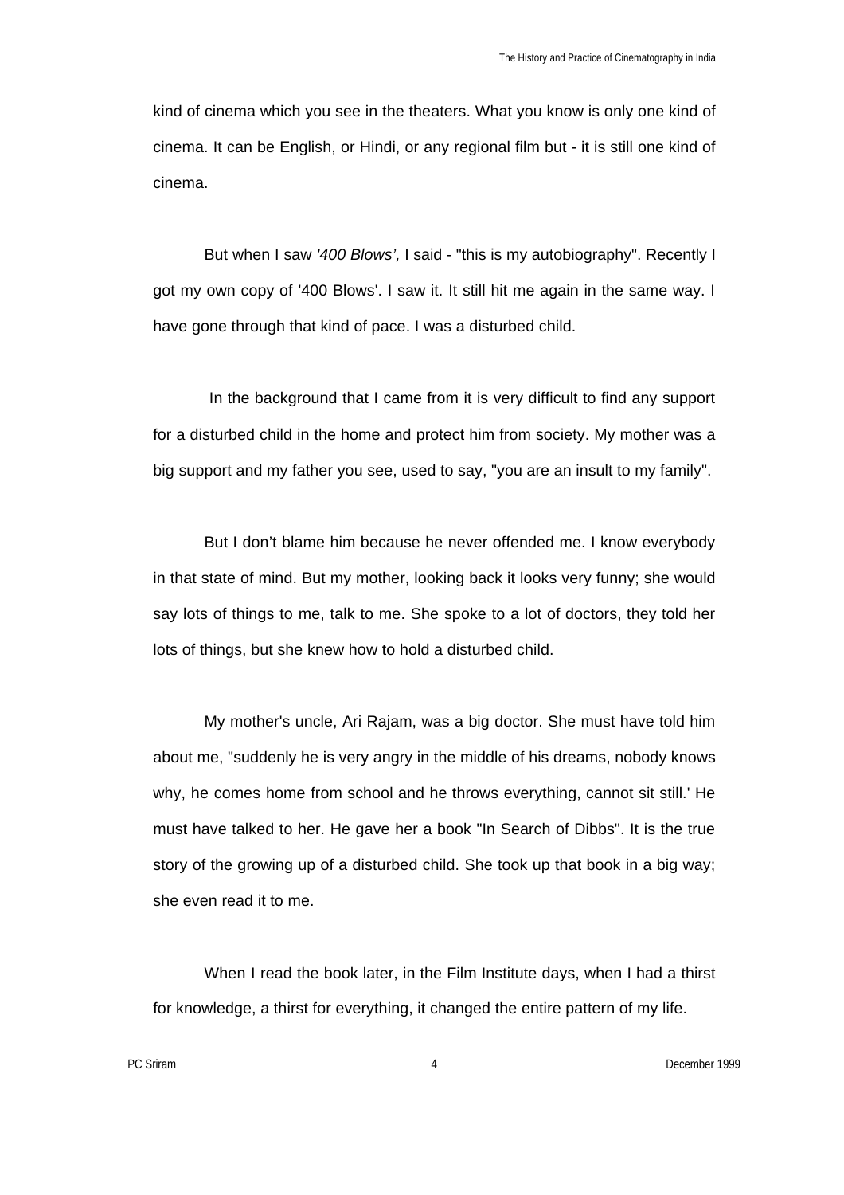kind of cinema which you see in the theaters. What you know is only one kind of cinema. It can be English, or Hindi, or any regional film but - it is still one kind of cinema.

But when I saw *'400 Blows',* I said - "this is my autobiography". Recently I got my own copy of '400 Blows'. I saw it. It still hit me again in the same way. I have gone through that kind of pace. I was a disturbed child.

In the background that I came from it is very difficult to find any support for a disturbed child in the home and protect him from society. My mother was a big support and my father you see, used to say, "you are an insult to my family".

But I don't blame him because he never offended me. I know everybody in that state of mind. But my mother, looking back it looks very funny; she would say lots of things to me, talk to me. She spoke to a lot of doctors, they told her lots of things, but she knew how to hold a disturbed child.

My mother's uncle, Ari Rajam, was a big doctor. She must have told him about me, "suddenly he is very angry in the middle of his dreams, nobody knows why, he comes home from school and he throws everything, cannot sit still.' He must have talked to her. He gave her a book "In Search of Dibbs". It is the true story of the growing up of a disturbed child. She took up that book in a big way; she even read it to me.

When I read the book later, in the Film Institute days, when I had a thirst for knowledge, a thirst for everything, it changed the entire pattern of my life.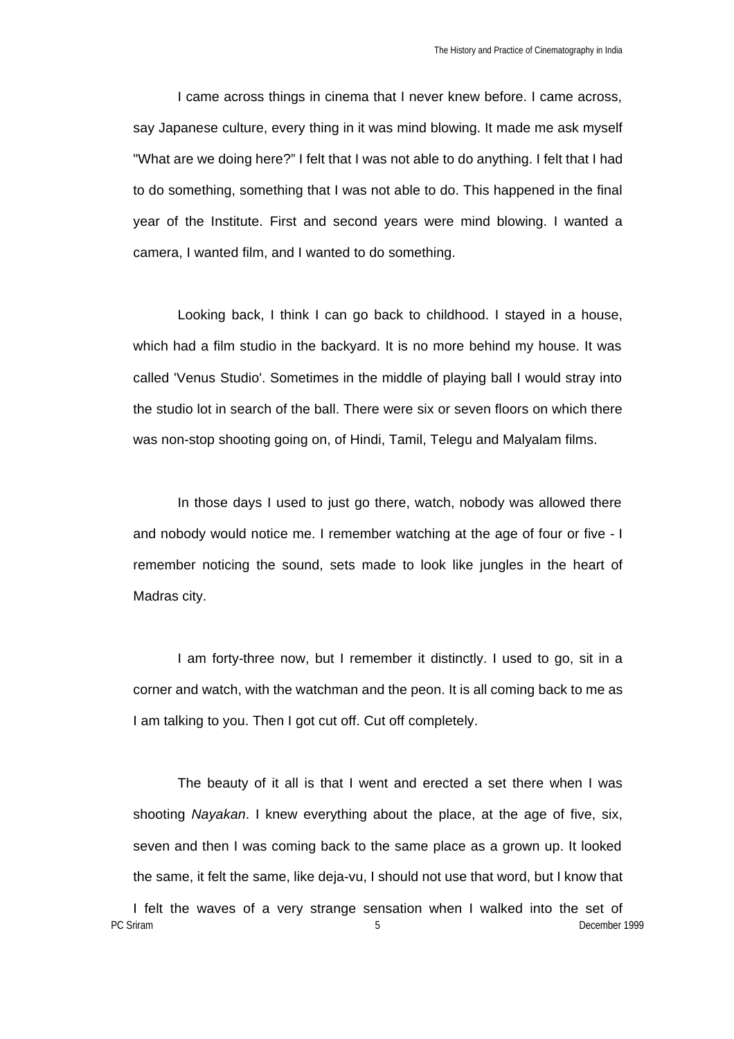I came across things in cinema that I never knew before. I came across, say Japanese culture, every thing in it was mind blowing. It made me ask myself "What are we doing here?" I felt that I was not able to do anything. I felt that I had to do something, something that I was not able to do. This happened in the final year of the Institute. First and second years were mind blowing. I wanted a camera, I wanted film, and I wanted to do something.

Looking back, I think I can go back to childhood. I stayed in a house, which had a film studio in the backyard. It is no more behind my house. It was called 'Venus Studio'. Sometimes in the middle of playing ball I would stray into the studio lot in search of the ball. There were six or seven floors on which there was non-stop shooting going on, of Hindi, Tamil, Telegu and Malyalam films.

In those days I used to just go there, watch, nobody was allowed there and nobody would notice me. I remember watching at the age of four or five - I remember noticing the sound, sets made to look like jungles in the heart of Madras city.

I am forty-three now, but I remember it distinctly. I used to go, sit in a corner and watch, with the watchman and the peon. It is all coming back to me as I am talking to you. Then I got cut off. Cut off completely.

The beauty of it all is that I went and erected a set there when I was shooting *Nayakan*. I knew everything about the place, at the age of five, six, seven and then I was coming back to the same place as a grown up. It looked the same, it felt the same, like deja-vu, I should not use that word, but I know that I felt the waves of a very strange sensation when I walked into the set of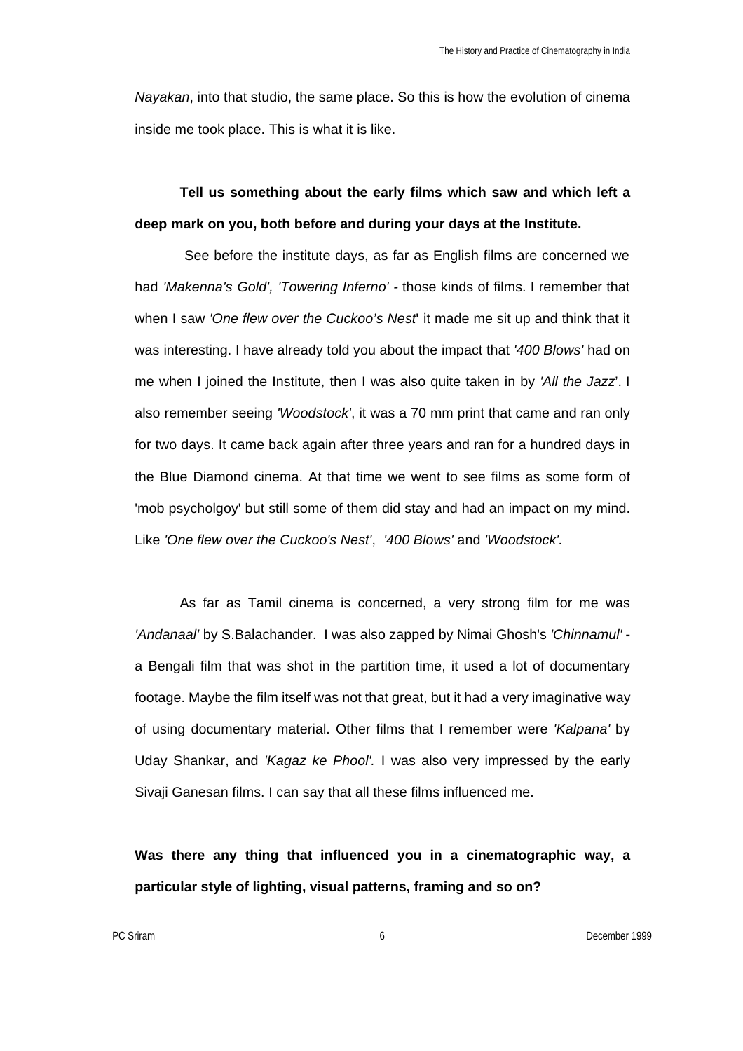*Nayakan*, into that studio, the same place. So this is how the evolution of cinema inside me took place. This is what it is like.

**Tell us something about the early films which saw and which left a deep mark on you, both before and during your days at the Institute.**

See before the institute days, as far as English films are concerned we had *'Makenna's Gold', 'Towering Inferno'* - those kinds of films. I remember that when I saw *'One flew over the Cuckoo's Nest*' it made me sit up and think that it was interesting. I have already told you about the impact that *'400 Blows'* had on me when I joined the Institute, then I was also quite taken in by *'All the Jazz*'. I also remember seeing *'Woodstock'*, it was a 70 mm print that came and ran only for two days. It came back again after three years and ran for a hundred days in the Blue Diamond cinema. At that time we went to see films as some form of 'mob psycholgoy' but still some of them did stay and had an impact on my mind. Like *'One flew over the Cuckoo's Nest'*, *'400 Blows'* and *'Woodstock'.*

As far as Tamil cinema is concerned, a very strong film for me was *'Andanaal'* by S.Balachander. I was also zapped by Nimai Ghosh's *'Chinnamul'* **-** a Bengali film that was shot in the partition time, it used a lot of documentary footage. Maybe the film itself was not that great, but it had a very imaginative way of using documentary material. Other films that I remember were *'Kalpana'* by Uday Shankar, and *'Kagaz ke Phool'.* I was also very impressed by the early Sivaji Ganesan films. I can say that all these films influenced me.

**Was there any thing that influenced you in a cinematographic way, a particular style of lighting, visual patterns, framing and so on?**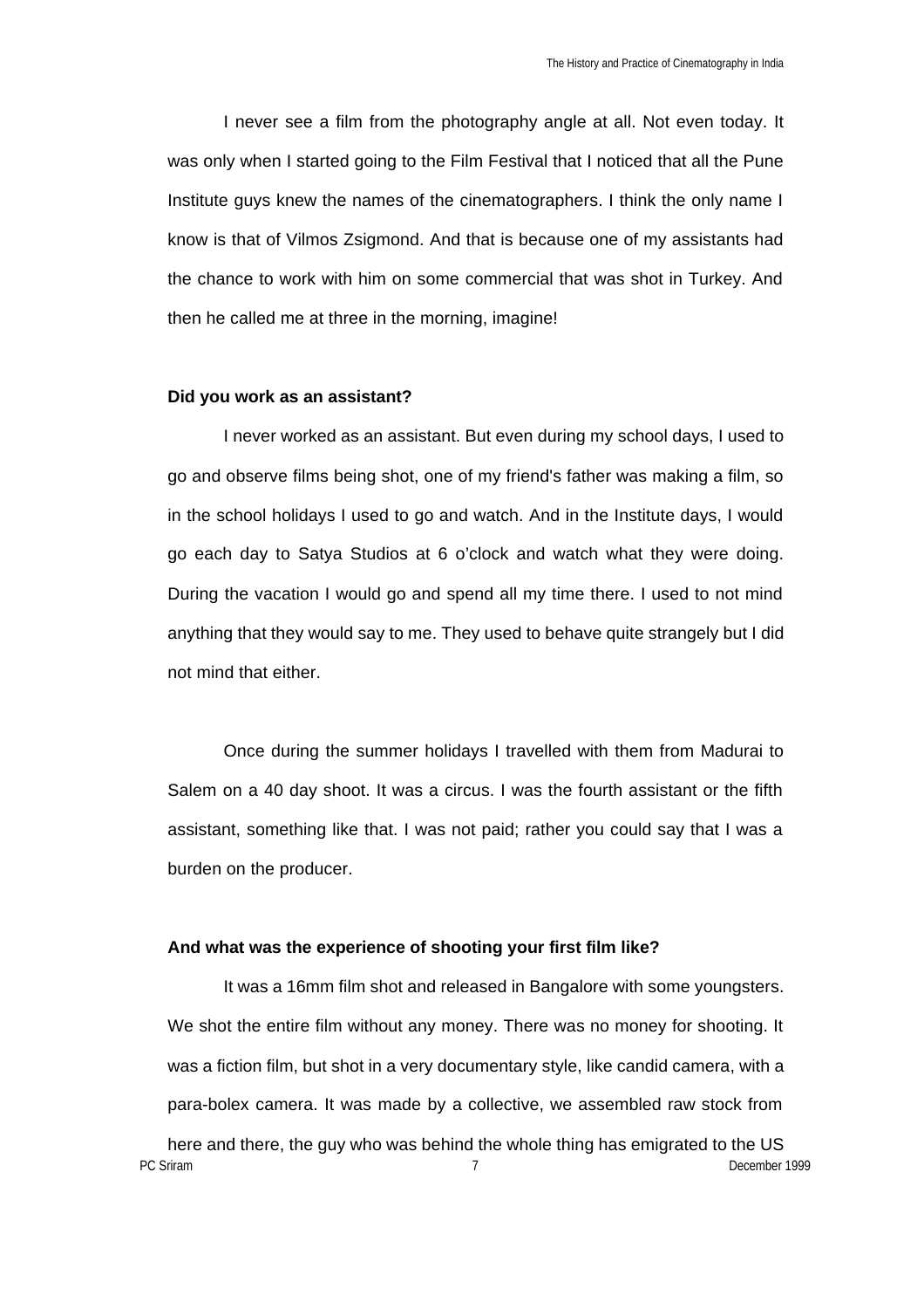I never see a film from the photography angle at all. Not even today. It was only when I started going to the Film Festival that I noticed that all the Pune Institute guys knew the names of the cinematographers. I think the only name I know is that of Vilmos Zsigmond. And that is because one of my assistants had the chance to work with him on some commercial that was shot in Turkey. And then he called me at three in the morning, imagine!

**Did you work as an assistant?**

I never worked as an assistant. But even during my school days, I used to go and observe films being shot, one of my friend's father was making a film, so in the school holidays I used to go and watch. And in the Institute days, I would go each day to Satya Studios at 6 o'clock and watch what they were doing. During the vacation I would go and spend all my time there. I used to not mind anything that they would say to me. They used to behave quite strangely but I did not mind that either.

Once during the summer holidays I travelled with them from Madurai to Salem on a 40 day shoot. It was a circus. I was the fourth assistant or the fifth assistant, something like that. I was not paid; rather you could say that I was a burden on the producer.

**And what was the experience of shooting your first film like?**

It was a 16mm film shot and released in Bangalore with some youngsters. We shot the entire film without any money. There was no money for shooting. It was a fiction film, but shot in a very documentary style, like candid camera, with a para-bolex camera. It was made by a collective, we assembled raw stock from here and there, the guy who was behind the whole thing has emigrated to the US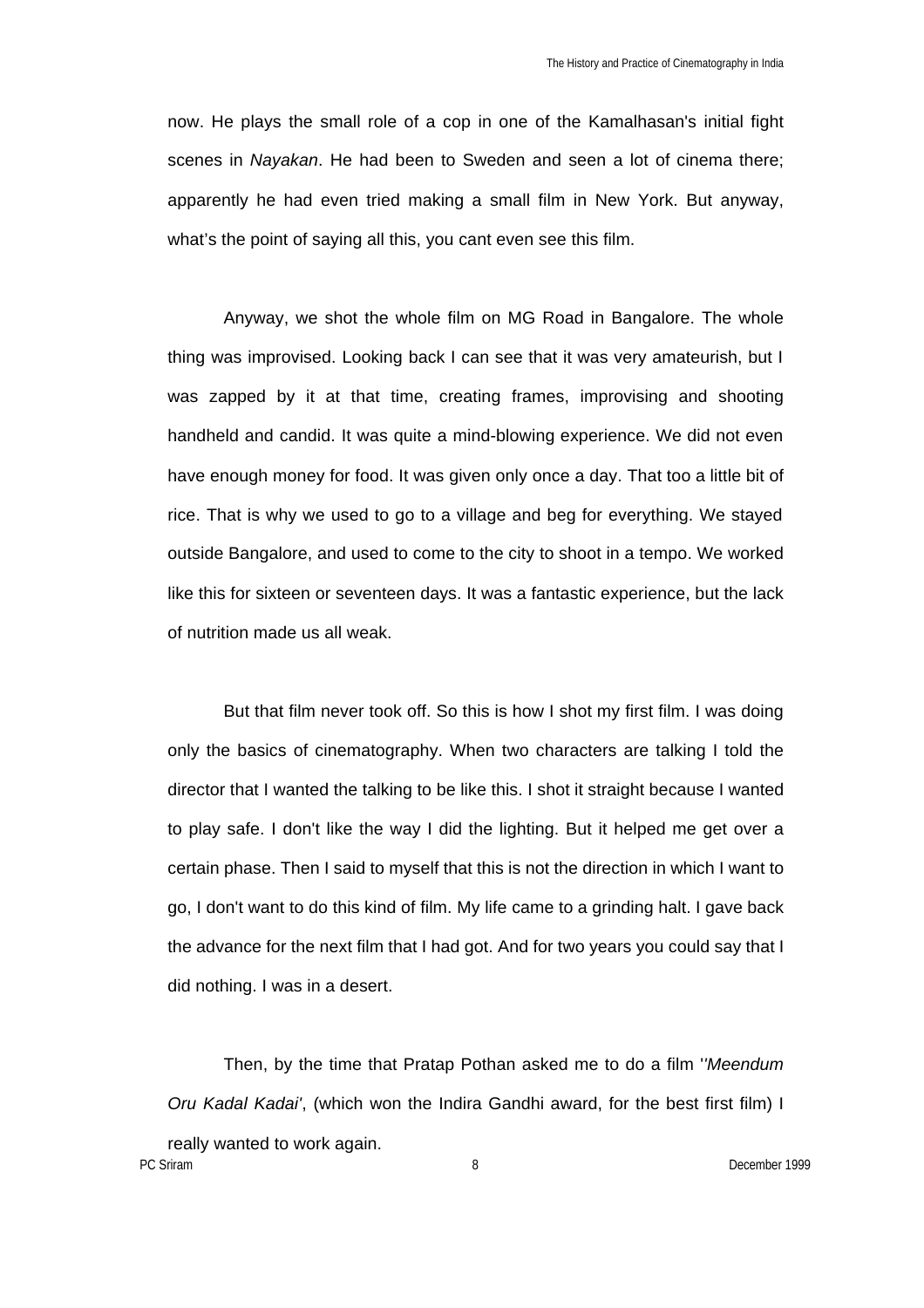now. He plays the small role of a cop in one of the Kamalhasan's initial fight scenes in *Nayakan*. He had been to Sweden and seen a lot of cinema there; apparently he had even tried making a small film in New York. But anyway, what’s the point of saying all this, you cant even see this film.

Anyway, we shot the whole film on MG Road in Bangalore. The whole thing was improvised. Looking back I can see that it was very amateurish, but I was zapped by it at that time, creating frames, improvising and shooting handheld and candid. It was quite a mind-blowing experience. We did not even have enough money for food. It was given only once a day. That too a little bit of rice. That is why we used to go to a village and beg for everything. We stayed outside Bangalore, and used to come to the city to shoot in a tempo. We worked like this for sixteen or seventeen days. It was a fantastic experience, but the lack of nutrition made us all weak.

But that film never took off. So this is how I shot my first film. I was doing only the basics of cinematography. When two characters are talking I told the director that I wanted the talking to be like this. I shot it straight because I wanted to play safe. I don't like the way I did the lighting. But it helped me get over a certain phase. Then I said to myself that this is not the direction in which I want to go, I don't want to do this kind of film. My life came to a grinding halt. I gave back the advance for the next film that I had got. And for two years you could say that I did nothing. I was in a desert.

Then, by the time that Pratap Pothan asked me to do a film '*'Meendum Oru Kadal Kadai*', (which won the Indira Gandhi award, for the best first film) I really wanted to work again.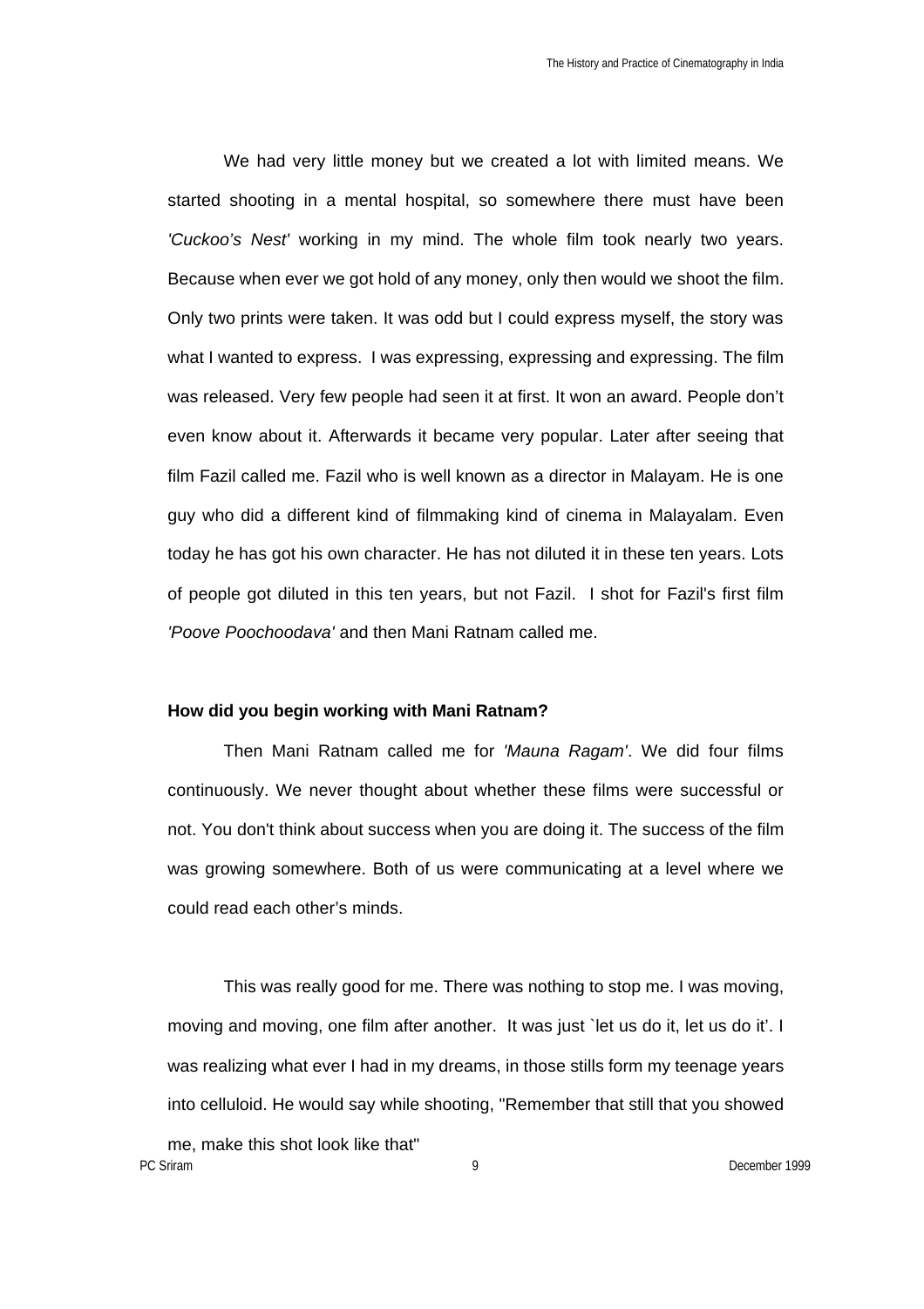We had very little money but we created a lot with limited means. We started shooting in a mental hospital, so somewhere there must have been *'Cuckoo's Nest'* working in my mind. The whole film took nearly two years. Because when ever we got hold of any money, only then would we shoot the film. Only two prints were taken. It was odd but I could express myself, the story was what I wanted to express. I was expressing, expressing and expressing. The film was released. Very few people had seen it at first. It won an award. People don't even know about it. Afterwards it became very popular. Later after seeing that film Fazil called me. Fazil who is well known as a director in Malayam. He is one guy who did a different kind of filmmaking kind of cinema in Malayalam. Even today he has got his own character. He has not diluted it in these ten years. Lots of people got diluted in this ten years, but not Fazil. I shot for Fazil's first film *'Poove Poochoodava'* and then Mani Ratnam called me.

**How did you begin working with Mani Ratnam?**

Then Mani Ratnam called me for *'Mauna Ragam'*. We did four films continuously. We never thought about whether these films were successful or not. You don't think about success when you are doing it. The success of the film was growing somewhere. Both of us were communicating at a level where we could read each other's minds.

This was really good for me. There was nothing to stop me. I was moving, moving and moving, one film after another. It was just `let us do it, let us do it'. I was realizing what ever I had in my dreams, in those stills form my teenage years into celluloid. He would say while shooting, "Remember that still that you showed me, make this shot look like that"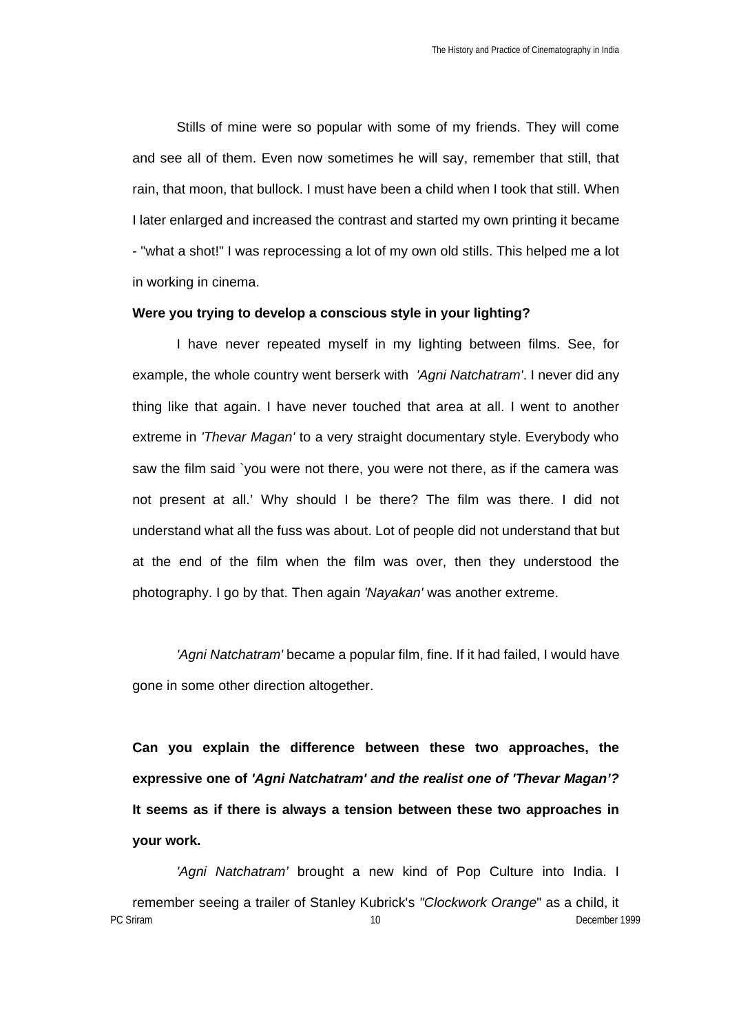Stills of mine were so popular with some of my friends. They will come and see all of them. Even now sometimes he will say, remember that still, that rain, that moon, that bullock. I must have been a child when I took that still. When I later enlarged and increased the contrast and started my own printing it became - "what a shot!" I was reprocessing a lot of my own old stills. This helped me a lot in working in cinema.

**Were you trying to develop a conscious style in your lighting?**

I have never repeated myself in my lighting between films. See, for example, the whole country went berserk with *'Agni Natchatram'*. I never did any thing like that again. I have never touched that area at all. I went to another extreme in *'Thevar Magan'* to a very straight documentary style. Everybody who saw the film said `you were not there, you were not there, as if the camera was not present at all.' Why should I be there? The film was there. I did not understand what all the fuss was about. Lot of people did not understand that but at the end of the film when the film was over, then they understood the photography. I go by that. Then again *'Nayakan'* was another extreme.

*'Agni Natchatram'* became a popular film, fine. If it had failed, I would have gone in some other direction altogether.

**Can you explain the difference between these two approaches, the expressive one of *'Agni Natchatram' and the realist one of 'Thevar Magan'?* It seems as if there is always a tension between these two approaches in your work.**

*'Agni Natchatram'* brought a new kind of Pop Culture into India. I remember seeing a trailer of Stanley Kubrick's *"Clockwork Orange*" as a child, it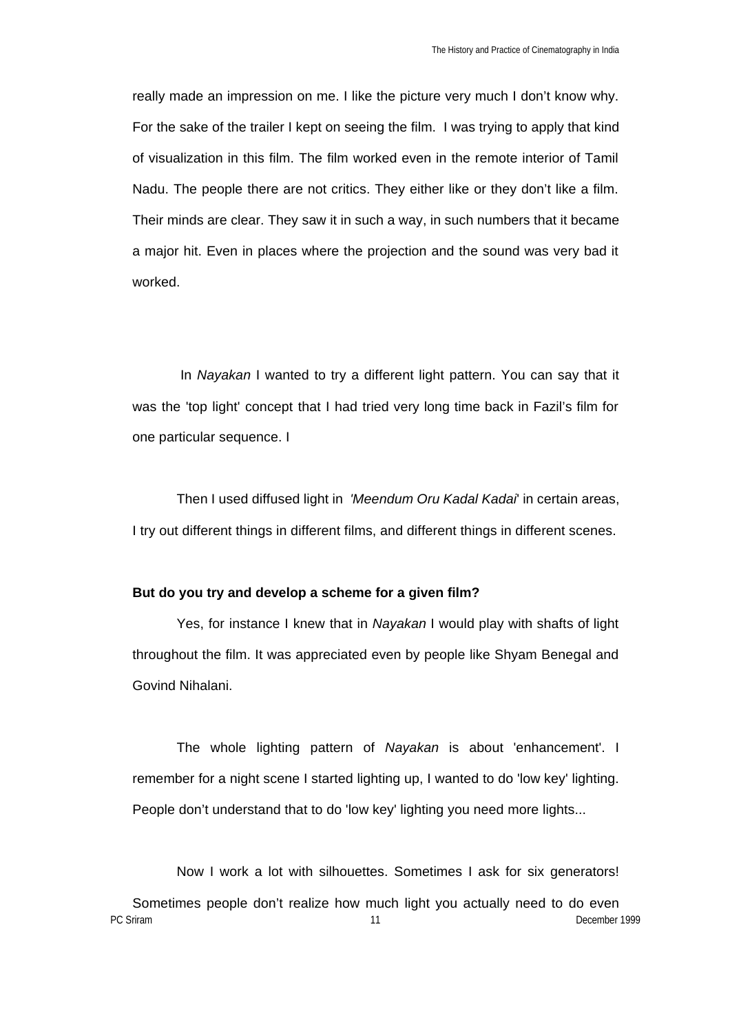really made an impression on me. I like the picture very much I don't know why. For the sake of the trailer I kept on seeing the film. I was trying to apply that kind of visualization in this film. The film worked even in the remote interior of Tamil Nadu. The people there are not critics. They either like or they don't like a film. Their minds are clear. They saw it in such a way, in such numbers that it became a major hit. Even in places where the projection and the sound was very bad it worked.

In *Nayakan* I wanted to try a different light pattern. You can say that it was the 'top light' concept that I had tried very long time back in Fazil's film for one particular sequence. I

Then I used diffused light in *'Meendum Oru Kadal Kadai*' in certain areas, I try out different things in different films, and different things in different scenes.

**But do you try and develop a scheme for a given film?**

Yes, for instance I knew that in *Nayakan* I would play with shafts of light throughout the film. It was appreciated even by people like Shyam Benegal and Govind Nihalani.

The whole lighting pattern of *Nayakan* is about 'enhancement'. I remember for a night scene I started lighting up, I wanted to do 'low key' lighting. People don't understand that to do 'low key' lighting you need more lights...

Now I work a lot with silhouettes. Sometimes I ask for six generators! Sometimes people don't realize how much light you actually need to do even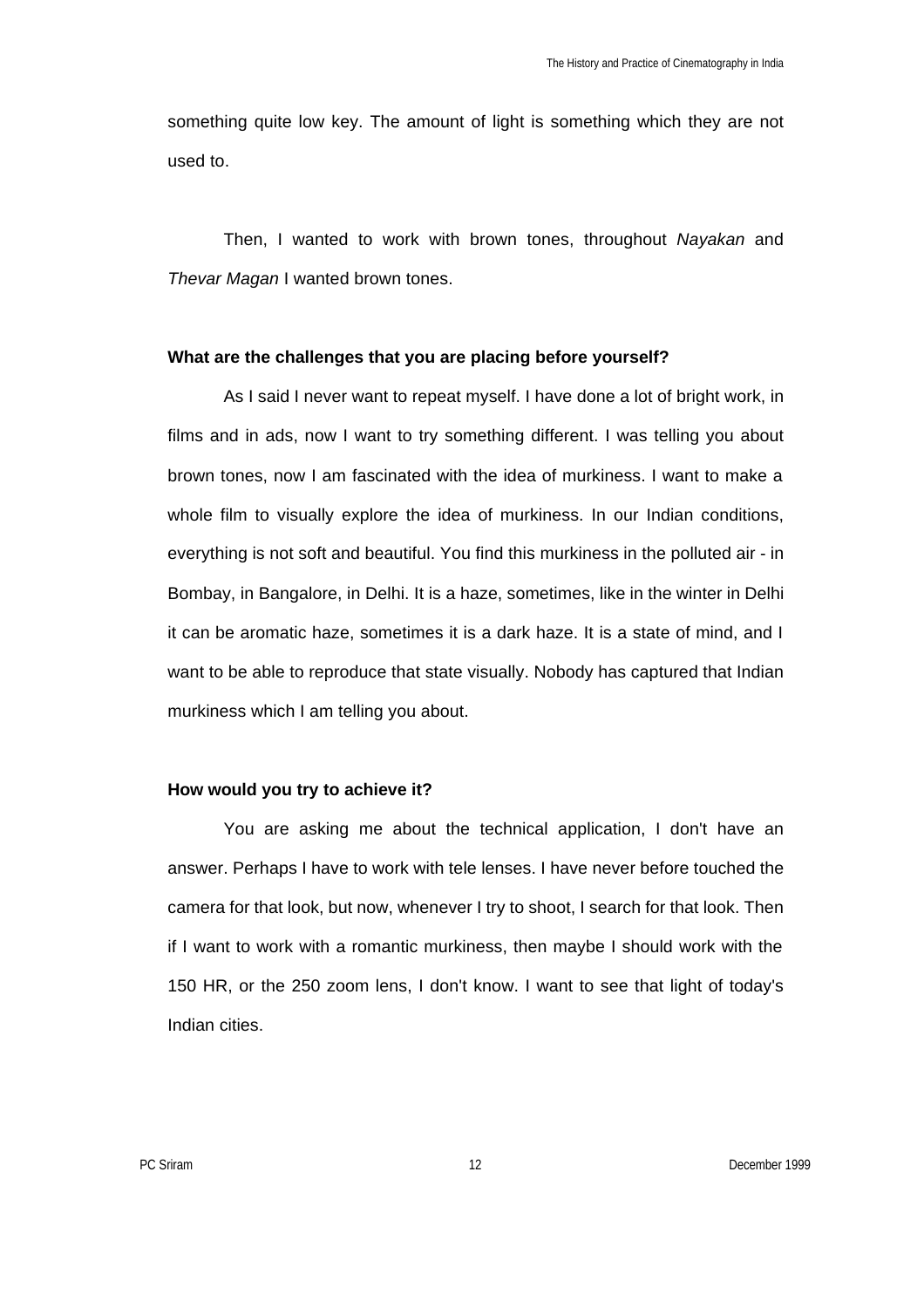something quite low key. The amount of light is something which they are not used to.

Then, I wanted to work with brown tones, throughout *Nayakan* and *Thevar Magan* I wanted brown tones.

**What are the challenges that you are placing before yourself?**

As I said I never want to repeat myself. I have done a lot of bright work, in films and in ads, now I want to try something different. I was telling you about brown tones, now I am fascinated with the idea of murkiness. I want to make a whole film to visually explore the idea of murkiness. In our Indian conditions, everything is not soft and beautiful. You find this murkiness in the polluted air - in Bombay, in Bangalore, in Delhi. It is a haze, sometimes, like in the winter in Delhi it can be aromatic haze, sometimes it is a dark haze. It is a state of mind, and I want to be able to reproduce that state visually. Nobody has captured that Indian murkiness which I am telling you about.

**How would you try to achieve it?**

You are asking me about the technical application, I don't have an answer. Perhaps I have to work with tele lenses. I have never before touched the camera for that look, but now, whenever I try to shoot, I search for that look. Then if I want to work with a romantic murkiness, then maybe I should work with the 150 HR, or the 250 zoom lens, I don't know. I want to see that light of today's Indian cities.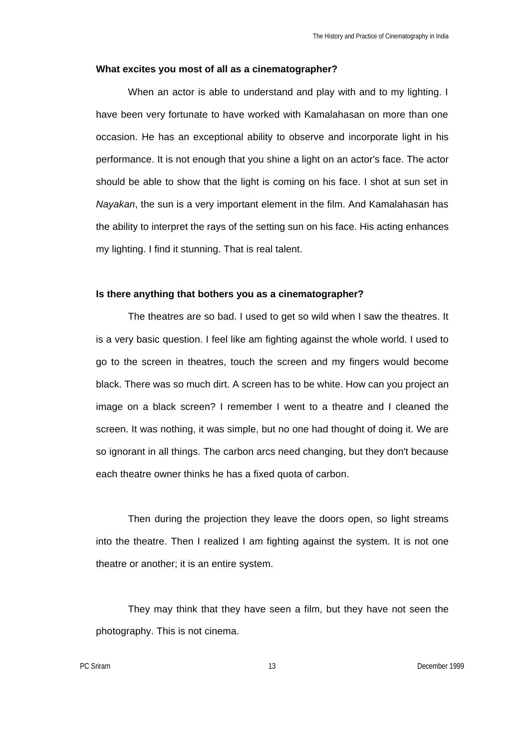**What excites you most of all as a cinematographer?**

When an actor is able to understand and play with and to my lighting. I have been very fortunate to have worked with Kamalahasan on more than one occasion. He has an exceptional ability to observe and incorporate light in his performance. It is not enough that you shine a light on an actor's face. The actor should be able to show that the light is coming on his face. I shot at sun set in *Nayakan*, the sun is a very important element in the film. And Kamalahasan has the ability to interpret the rays of the setting sun on his face. His acting enhances my lighting. I find it stunning. That is real talent.

**Is there anything that bothers you as a cinematographer?**

The theatres are so bad. I used to get so wild when I saw the theatres. It is a very basic question. I feel like am fighting against the whole world. I used to go to the screen in theatres, touch the screen and my fingers would become black. There was so much dirt. A screen has to be white. How can you project an image on a black screen? I remember I went to a theatre and I cleaned the screen. It was nothing, it was simple, but no one had thought of doing it. We are so ignorant in all things. The carbon arcs need changing, but they don't because each theatre owner thinks he has a fixed quota of carbon.

Then during the projection they leave the doors open, so light streams into the theatre. Then I realized I am fighting against the system. It is not one theatre or another; it is an entire system.

They may think that they have seen a film, but they have not seen the photography. This is not cinema.